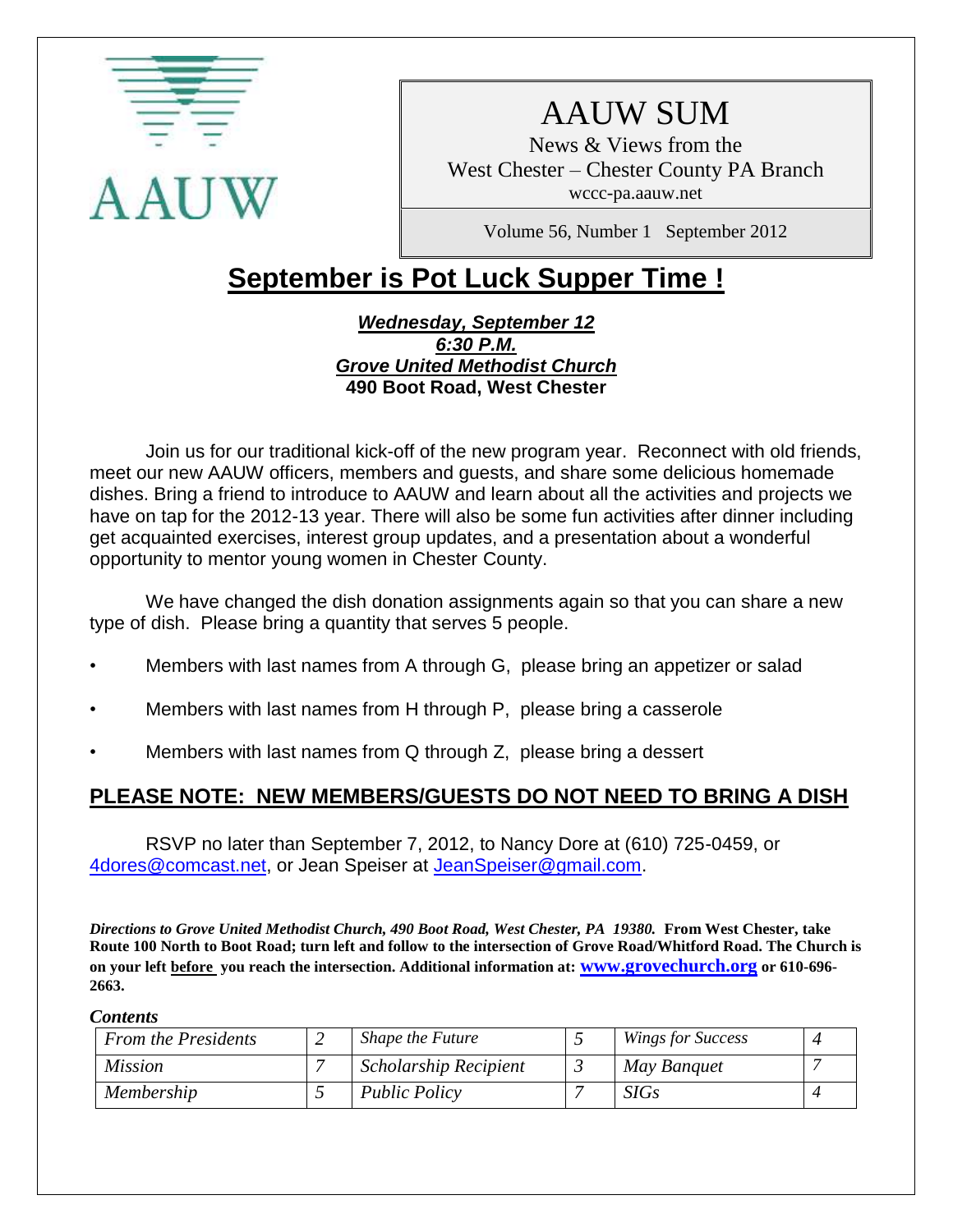AAUW

# AAUW SUM

News & Views from the
West Chester – Chester County PA Branch
wccc-pa.aauw.net

Volume 56, Number 1 September 2012

# September is Pot Luck Supper Time !

***Wednesday, September 12***
***6:30 P.M.***
***Grove United Methodist Church***
**490 Boot Road, West Chester**

Join us for our traditional kick-off of the new program year. Reconnect with old friends, meet our new AAUW officers, members and guests, and share some delicious homemade dishes. Bring a friend to introduce to AAUW and learn about all the activities and projects we have on tap for the 2012-13 year. There will also be some fun activities after dinner including get acquainted exercises, interest group updates, and a presentation about a wonderful opportunity to mentor young women in Chester County.

We have changed the dish donation assignments again so that you can share a new type of dish. Please bring a quantity that serves 5 people.

- Members with last names from A through G, please bring an appetizer or salad
- Members with last names from H through P, please bring a casserole
- Members with last names from Q through Z, please bring a dessert

## PLEASE NOTE: NEW MEMBERS/GUESTS DO NOT NEED TO BRING A DISH

RSVP no later than September 7, 2012, to Nancy Dore at (610) 725-0459, or 4dores@comcast.net, or Jean Speiser at JeanSpeiser@gmail.com.

***Directions to Grove United Methodist Church, 490 Boot Road, West Chester, PA 19380.*** **From West Chester, take Route 100 North to Boot Road; turn left and follow to the intersection of Grove Road/Whitford Road. The Church is on your left before you reach the intersection. Additional information at: www.grovechurch.org or 610-696-2663.**

***Contents***

| | | | | | |
|---|---|---|---|---|---|
| *From the Presidents* | *2* | *Shape the Future* | *5* | *Wings for Success* | *4* |
| *Mission* | *7* | *Scholarship Recipient* | *3* | *May Banquet* | *7* |
| *Membership* | *5* | *Public Policy* | *7* | *SIGs* | *4* |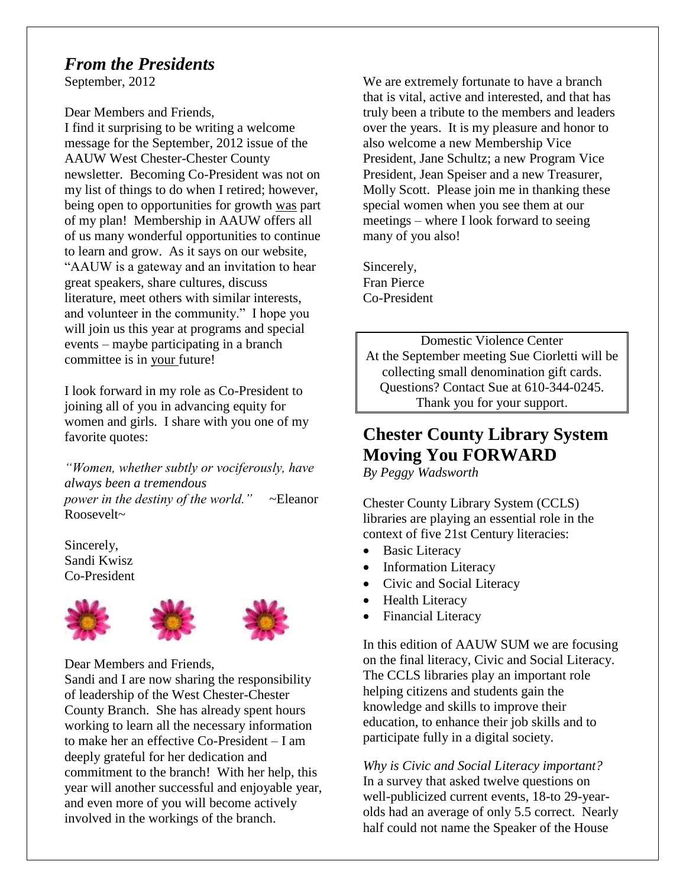## *From the Presidents*

September, 2012

Dear Members and Friends,

I find it surprising to be writing a welcome message for the September, 2012 issue of the AAUW West Chester-Chester County newsletter. Becoming Co-President was not on my list of things to do when I retired; however, being open to opportunities for growth was part of my plan! Membership in AAUW offers all of us many wonderful opportunities to continue to learn and grow. As it says on our website, "AAUW is a gateway and an invitation to hear great speakers, share cultures, discuss literature, meet others with similar interests, and volunteer in the community." I hope you will join us this year at programs and special events – maybe participating in a branch committee is in your future!

I look forward in my role as Co-President to joining all of you in advancing equity for women and girls. I share with you one of my favorite quotes:

*"Women, whether subtly or vociferously, have always been a tremendous power in the destiny of the world."* ~Eleanor Roosevelt~

Sincerely,
Sandi Kwisz
Co-President

Dear Members and Friends,

Sandi and I are now sharing the responsibility of leadership of the West Chester-Chester County Branch. She has already spent hours working to learn all the necessary information to make her an effective Co-President – I am deeply grateful for her dedication and commitment to the branch! With her help, this year will another successful and enjoyable year, and even more of you will become actively involved in the workings of the branch.

We are extremely fortunate to have a branch that is vital, active and interested, and that has truly been a tribute to the members and leaders over the years. It is my pleasure and honor to also welcome a new Membership Vice President, Jane Schultz; a new Program Vice President, Jean Speiser and a new Treasurer, Molly Scott. Please join me in thanking these special women when you see them at our meetings – where I look forward to seeing many of you also!

Sincerely,
Fran Pierce
Co-President

Domestic Violence Center
At the September meeting Sue Ciorletti will be collecting small denomination gift cards.
Questions? Contact Sue at 610-344-0245.
Thank you for your support.

## Chester County Library System Moving You FORWARD

*By Peggy Wadsworth*

Chester County Library System (CCLS) libraries are playing an essential role in the context of five 21st Century literacies:

- Basic Literacy
- Information Literacy
- Civic and Social Literacy
- Health Literacy
- Financial Literacy

In this edition of AAUW SUM we are focusing on the final literacy, Civic and Social Literacy. The CCLS libraries play an important role helping citizens and students gain the knowledge and skills to improve their education, to enhance their job skills and to participate fully in a digital society.

*Why is Civic and Social Literacy important?* In a survey that asked twelve questions on well-publicized current events, 18-to 29-year-olds had an average of only 5.5 correct. Nearly half could not name the Speaker of the House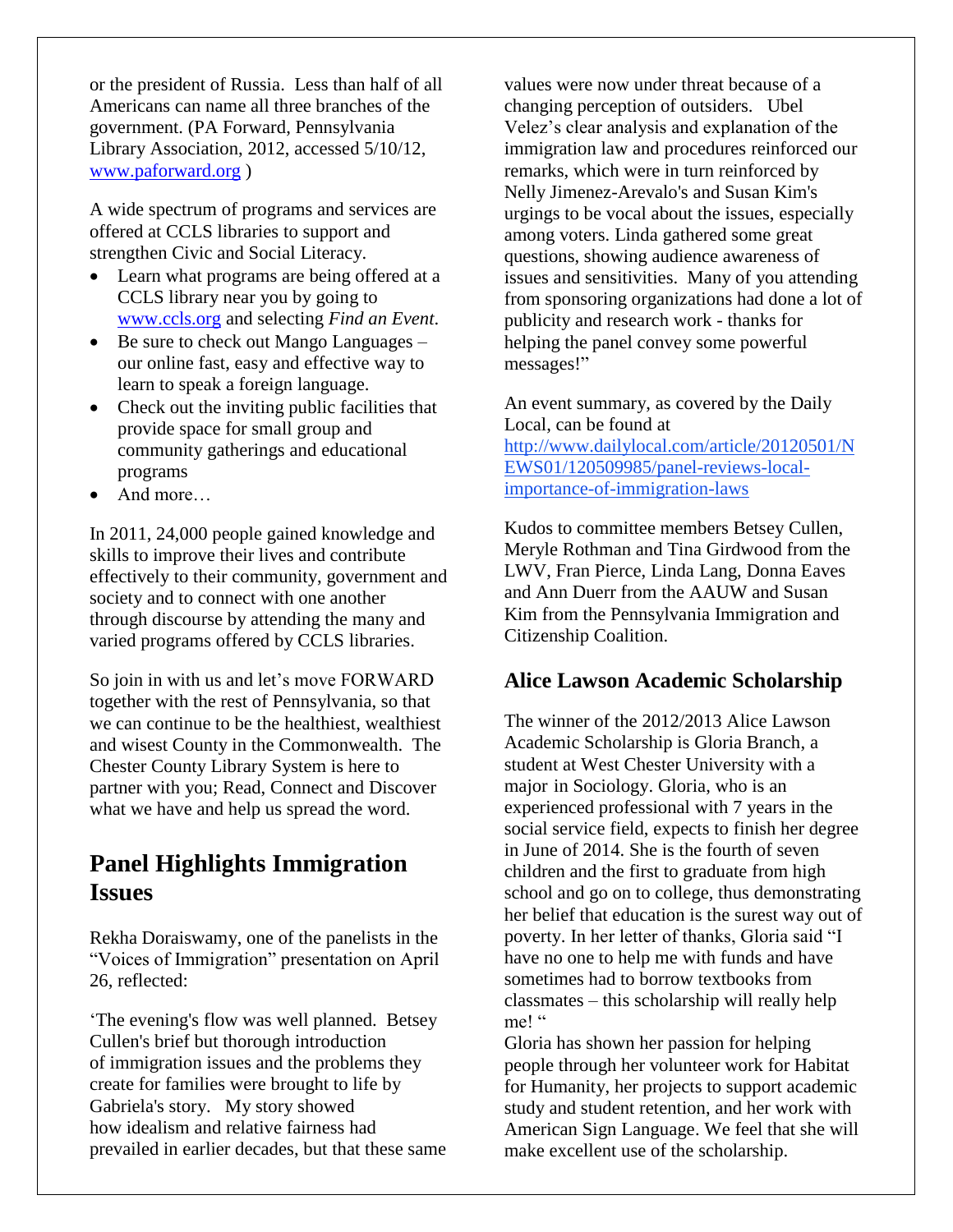or the president of Russia. Less than half of all Americans can name all three branches of the government. (PA Forward, Pennsylvania Library Association, 2012, accessed 5/10/12, [www.paforward.org](http://www.paforward.org) )

A wide spectrum of programs and services are offered at CCLS libraries to support and strengthen Civic and Social Literacy.

- Learn what programs are being offered at a CCLS library near you by going to [www.ccls.org](http://www.ccls.org) and selecting *Find an Event*.
- Be sure to check out Mango Languages – our online fast, easy and effective way to learn to speak a foreign language.
- Check out the inviting public facilities that provide space for small group and community gatherings and educational programs
- And more…

In 2011, 24,000 people gained knowledge and skills to improve their lives and contribute effectively to their community, government and society and to connect with one another through discourse by attending the many and varied programs offered by CCLS libraries.

So join in with us and let's move FORWARD together with the rest of Pennsylvania, so that we can continue to be the healthiest, wealthiest and wisest County in the Commonwealth. The Chester County Library System is here to partner with you; Read, Connect and Discover what we have and help us spread the word.

## Panel Highlights Immigration Issues

Rekha Doraiswamy, one of the panelists in the "Voices of Immigration" presentation on April 26, reflected:

'The evening's flow was well planned. Betsey Cullen's brief but thorough introduction of immigration issues and the problems they create for families were brought to life by Gabriela's story. My story showed how idealism and relative fairness had prevailed in earlier decades, but that these same values were now under threat because of a changing perception of outsiders. Ubel Velez's clear analysis and explanation of the immigration law and procedures reinforced our remarks, which were in turn reinforced by Nelly Jimenez-Arevalo's and Susan Kim's urgings to be vocal about the issues, especially among voters. Linda gathered some great questions, showing audience awareness of issues and sensitivities. Many of you attending from sponsoring organizations had done a lot of publicity and research work - thanks for helping the panel convey some powerful messages!"

An event summary, as covered by the Daily Local, can be found at [http://www.dailylocal.com/article/20120501/NEWS01/120509985/panel-reviews-local-importance-of-immigration-laws](http://www.dailylocal.com/article/20120501/NEWS01/120509985/panel-reviews-local-importance-of-immigration-laws)

Kudos to committee members Betsey Cullen, Meryle Rothman and Tina Girdwood from the LWV, Fran Pierce, Linda Lang, Donna Eaves and Ann Duerr from the AAUW and Susan Kim from the Pennsylvania Immigration and Citizenship Coalition.

### Alice Lawson Academic Scholarship

The winner of the 2012/2013 Alice Lawson Academic Scholarship is Gloria Branch, a student at West Chester University with a major in Sociology. Gloria, who is an experienced professional with 7 years in the social service field, expects to finish her degree in June of 2014. She is the fourth of seven children and the first to graduate from high school and go on to college, thus demonstrating her belief that education is the surest way out of poverty. In her letter of thanks, Gloria said "I have no one to help me with funds and have sometimes had to borrow textbooks from classmates – this scholarship will really help me! "

Gloria has shown her passion for helping people through her volunteer work for Habitat for Humanity, her projects to support academic study and student retention, and her work with American Sign Language. We feel that she will make excellent use of the scholarship.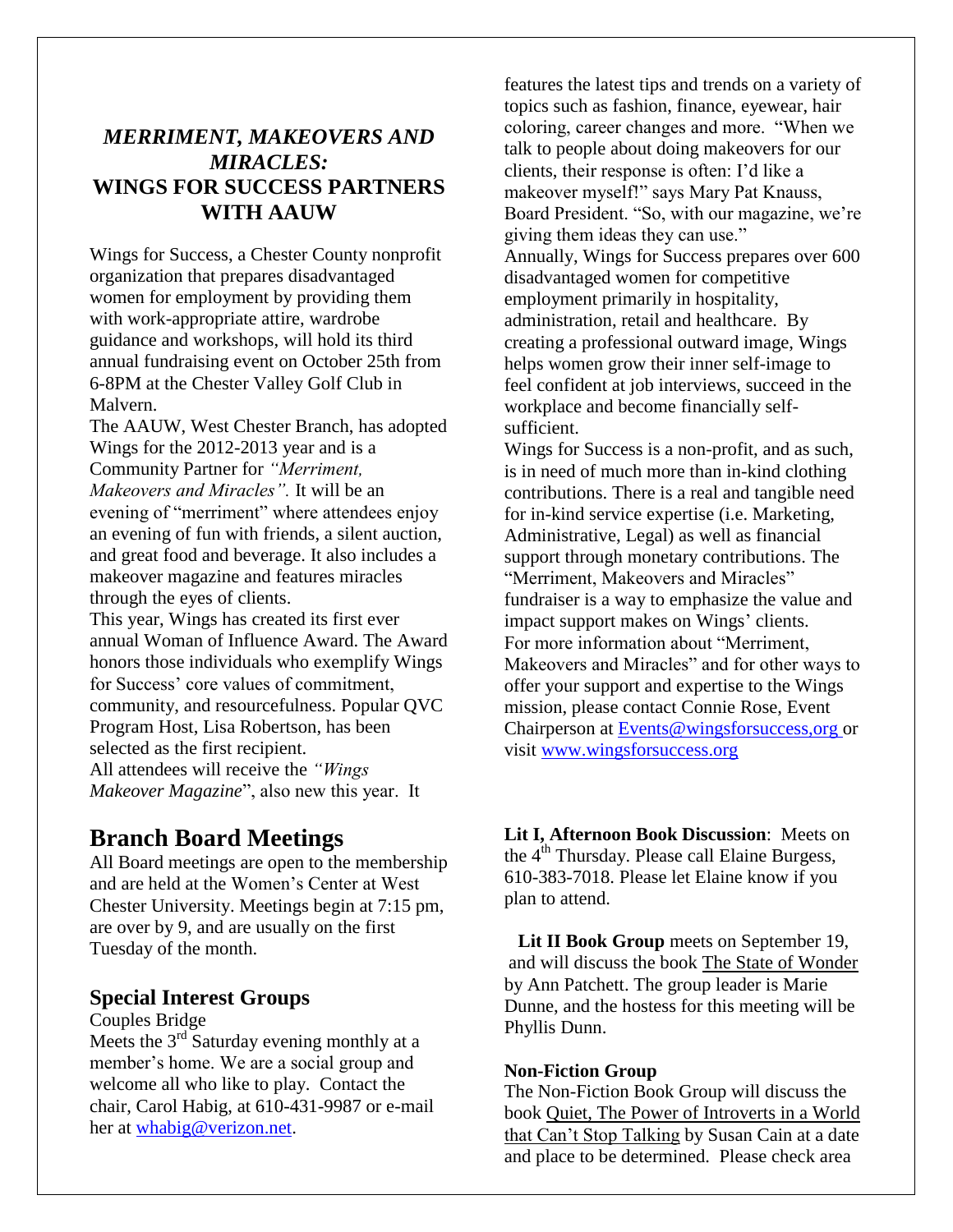## *MERRIMENT, MAKEOVERS AND MIRACLES:* WINGS FOR SUCCESS PARTNERS WITH AAUW

Wings for Success, a Chester County nonprofit organization that prepares disadvantaged women for employment by providing them with work-appropriate attire, wardrobe guidance and workshops, will hold its third annual fundraising event on October 25th from 6-8PM at the Chester Valley Golf Club in Malvern.

The AAUW, West Chester Branch, has adopted Wings for the 2012-2013 year and is a Community Partner for *"Merriment, Makeovers and Miracles".* It will be an evening of "merriment" where attendees enjoy an evening of fun with friends, a silent auction, and great food and beverage. It also includes a makeover magazine and features miracles through the eyes of clients.

This year, Wings has created its first ever annual Woman of Influence Award. The Award honors those individuals who exemplify Wings for Success' core values of commitment, community, and resourcefulness. Popular QVC Program Host, Lisa Robertson, has been selected as the first recipient.

All attendees will receive the *"Wings Makeover Magazine*", also new this year. It features the latest tips and trends on a variety of topics such as fashion, finance, eyewear, hair coloring, career changes and more. "When we talk to people about doing makeovers for our clients, their response is often: I'd like a makeover myself!" says Mary Pat Knauss, Board President. "So, with our magazine, we're giving them ideas they can use."

Annually, Wings for Success prepares over 600 disadvantaged women for competitive employment primarily in hospitality, administration, retail and healthcare. By creating a professional outward image, Wings helps women grow their inner self-image to feel confident at job interviews, succeed in the workplace and become financially self-sufficient.

Wings for Success is a non-profit, and as such, is in need of much more than in-kind clothing contributions. There is a real and tangible need for in-kind service expertise (i.e. Marketing, Administrative, Legal) as well as financial support through monetary contributions. The "Merriment, Makeovers and Miracles" fundraiser is a way to emphasize the value and impact support makes on Wings' clients.

For more information about "Merriment, Makeovers and Miracles" and for other ways to offer your support and expertise to the Wings mission, please contact Connie Rose, Event Chairperson at Events@wingsforsuccess,org or visit www.wingsforsuccess.org

# Branch Board Meetings

All Board meetings are open to the membership and are held at the Women's Center at West Chester University. Meetings begin at 7:15 pm, are over by 9, and are usually on the first Tuesday of the month.

## Special Interest Groups

Couples Bridge

Meets the 3rd Saturday evening monthly at a member's home. We are a social group and welcome all who like to play. Contact the chair, Carol Habig, at 610-431-9987 or e-mail her at whabig@verizon.net.

**Lit I, Afternoon Book Discussion**: Meets on the 4th Thursday. Please call Elaine Burgess, 610-383-7018. Please let Elaine know if you plan to attend.

**Lit II Book Group** meets on September 19, and will discuss the book The State of Wonder by Ann Patchett. The group leader is Marie Dunne, and the hostess for this meeting will be Phyllis Dunn.

**Non-Fiction Group**

The Non-Fiction Book Group will discuss the book Quiet, The Power of Introverts in a World that Can't Stop Talking by Susan Cain at a date and place to be determined. Please check area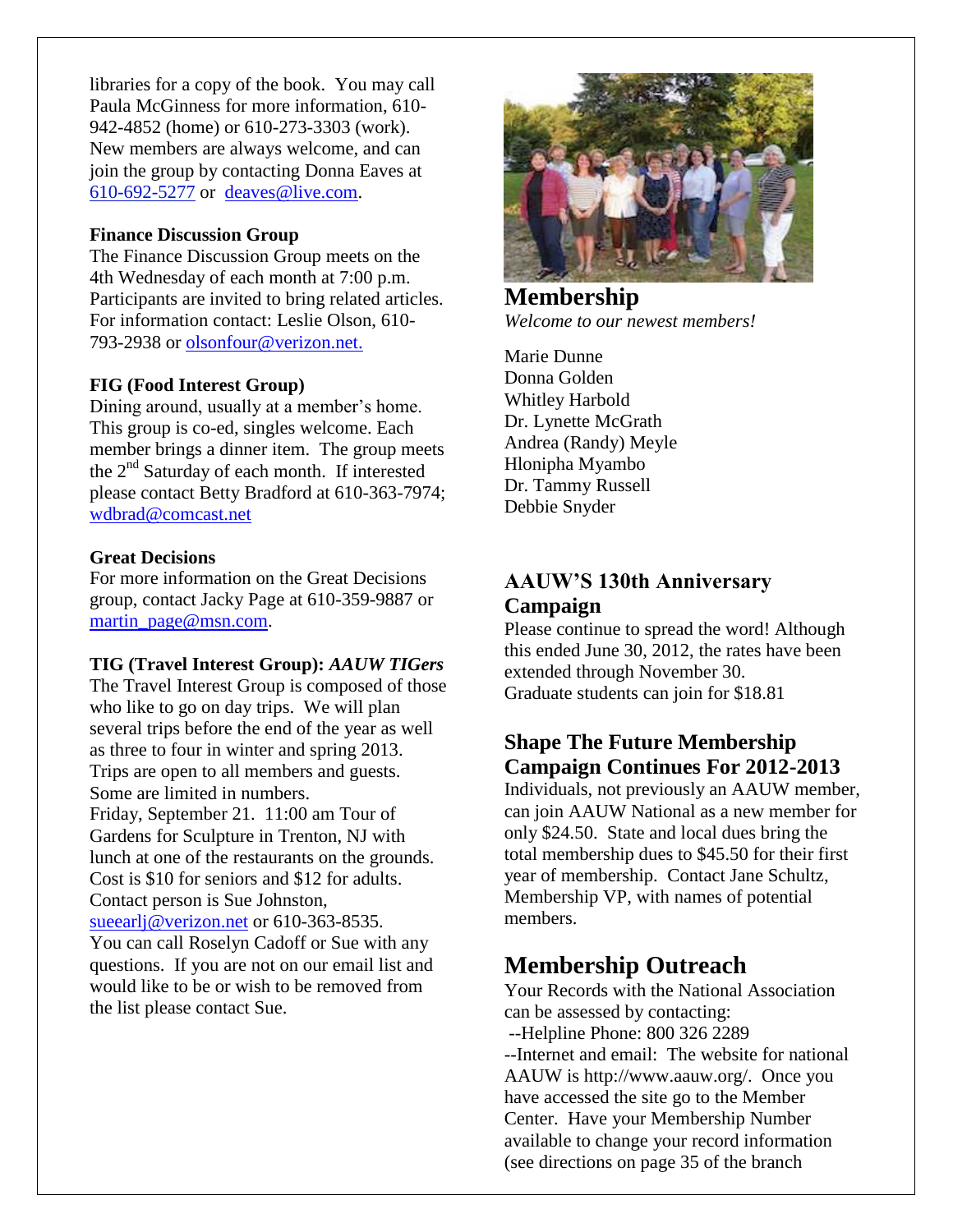libraries for a copy of the book. You may call Paula McGinness for more information, 610-942-4852 (home) or 610-273-3303 (work). New members are always welcome, and can join the group by contacting Donna Eaves at 610-692-5277 or deaves@live.com.

**Finance Discussion Group**

The Finance Discussion Group meets on the 4th Wednesday of each month at 7:00 p.m. Participants are invited to bring related articles. For information contact: Leslie Olson, 610-793-2938 or olsonfour@verizon.net.

**FIG (Food Interest Group)**

Dining around, usually at a member's home. This group is co-ed, singles welcome. Each member brings a dinner item. The group meets the 2nd Saturday of each month. If interested please contact Betty Bradford at 610-363-7974; wdbrad@comcast.net

**Great Decisions**

For more information on the Great Decisions group, contact Jacky Page at 610-359-9887 or martin_page@msn.com.

**TIG (Travel Interest Group):** ***AAUW TIGers***

The Travel Interest Group is composed of those who like to go on day trips. We will plan several trips before the end of the year as well as three to four in winter and spring 2013. Trips are open to all members and guests. Some are limited in numbers.

Friday, September 21. 11:00 am Tour of Gardens for Sculpture in Trenton, NJ with lunch at one of the restaurants on the grounds. Cost is $10 for seniors and $12 for adults. Contact person is Sue Johnston, sueearlj@verizon.net or 610-363-8535.

You can call Roselyn Cadoff or Sue with any questions. If you are not on our email list and would like to be or wish to be removed from the list please contact Sue.

## Membership

*Welcome to our newest members!*

Marie Dunne
Donna Golden
Whitley Harbold
Dr. Lynette McGrath
Andrea (Randy) Meyle
Hlonipha Myambo
Dr. Tammy Russell
Debbie Snyder

### AAUW'S 130th Anniversary Campaign

Please continue to spread the word! Although this ended June 30, 2012, the rates have been extended through November 30.
Graduate students can join for $18.81

### Shape The Future Membership Campaign Continues For 2012-2013

Individuals, not previously an AAUW member, can join AAUW National as a new member for only $24.50. State and local dues bring the total membership dues to $45.50 for their first year of membership. Contact Jane Schultz, Membership VP, with names of potential members.

## Membership Outreach

Your Records with the National Association can be assessed by contacting:
--Helpline Phone: 800 326 2289
--Internet and email: The website for national AAUW is http://www.aauw.org/. Once you have accessed the site go to the Member Center. Have your Membership Number available to change your record information (see directions on page 35 of the branch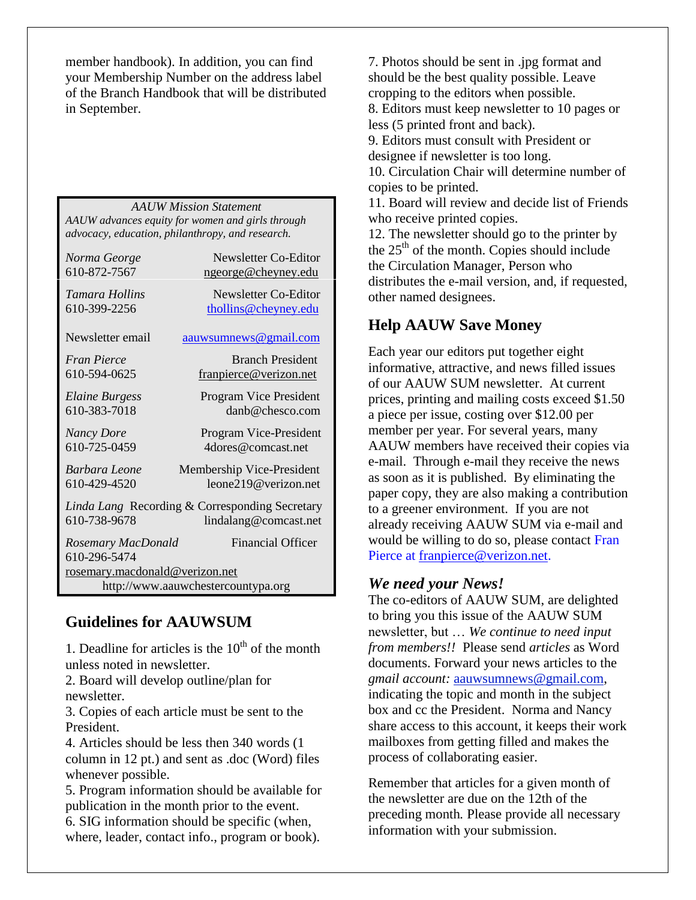member handbook). In addition, you can find your Membership Number on the address label of the Branch Handbook that will be distributed in September.

*AAUW Mission Statement*
*AAUW advances equity for women and girls through advocacy, education, philanthropy, and research.*

| | |
|---|---|
| *Norma George* 610-872-7567 | Newsletter Co-Editor ngeorge@cheyney.edu |
| *Tamara Hollins* 610-399-2256 | Newsletter Co-Editor thollins@cheyney.edu |
| Newsletter email | aauwsumnews@gmail.com |
| *Fran Pierce* 610-594-0625 | Branch President franpierce@verizon.net |
| *Elaine Burgess* 610-383-7018 | Program Vice President danb@chesco.com |
| *Nancy Dore* 610-725-0459 | Program Vice-President 4dores@comcast.net |
| *Barbara Leone* 610-429-4520 | Membership Vice-President leone219@verizon.net |
| *Linda Lang* 610-738-9678 | Recording & Corresponding Secretary lindalang@comcast.net |
| *Rosemary MacDonald* 610-296-5474 rosemary.macdonald@verizon.net | Financial Officer |

http://www.aauwchestercountypa.org

## Guidelines for AAUWSUM

1. Deadline for articles is the 10th of the month unless noted in newsletter.
2. Board will develop outline/plan for newsletter.
3. Copies of each article must be sent to the President.
4. Articles should be less then 340 words (1 column in 12 pt.) and sent as .doc (Word) files whenever possible.
5. Program information should be available for publication in the month prior to the event.
6. SIG information should be specific (when, where, leader, contact info., program or book).
7. Photos should be sent in .jpg format and should be the best quality possible. Leave cropping to the editors when possible.
8. Editors must keep newsletter to 10 pages or less (5 printed front and back).
9. Editors must consult with President or designee if newsletter is too long.
10. Circulation Chair will determine number of copies to be printed.
11. Board will review and decide list of Friends who receive printed copies.
12. The newsletter should go to the printer by the 25th of the month. Copies should include the Circulation Manager, Person who distributes the e-mail version, and, if requested, other named designees.

## Help AAUW Save Money

Each year our editors put together eight informative, attractive, and news filled issues of our AAUW SUM newsletter. At current prices, printing and mailing costs exceed $1.50 a piece per issue, costing over $12.00 per member per year. For several years, many AAUW members have received their copies via e-mail. Through e-mail they receive the news as soon as it is published. By eliminating the paper copy, they are also making a contribution to a greener environment. If you are not already receiving AAUW SUM via e-mail and would be willing to do so, please contact Fran Pierce at franpierce@verizon.net.

### *We need your News!*

The co-editors of AAUW SUM, are delighted to bring you this issue of the AAUW SUM newsletter, but … *We continue to need input from members!!* Please send *articles* as Word documents. Forward your news articles to the *gmail account:* aauwsumnews@gmail.com, indicating the topic and month in the subject box and cc the President. Norma and Nancy share access to this account, it keeps their work mailboxes from getting filled and makes the process of collaborating easier.

Remember that articles for a given month of the newsletter are due on the 12th of the preceding month. Please provide all necessary information with your submission.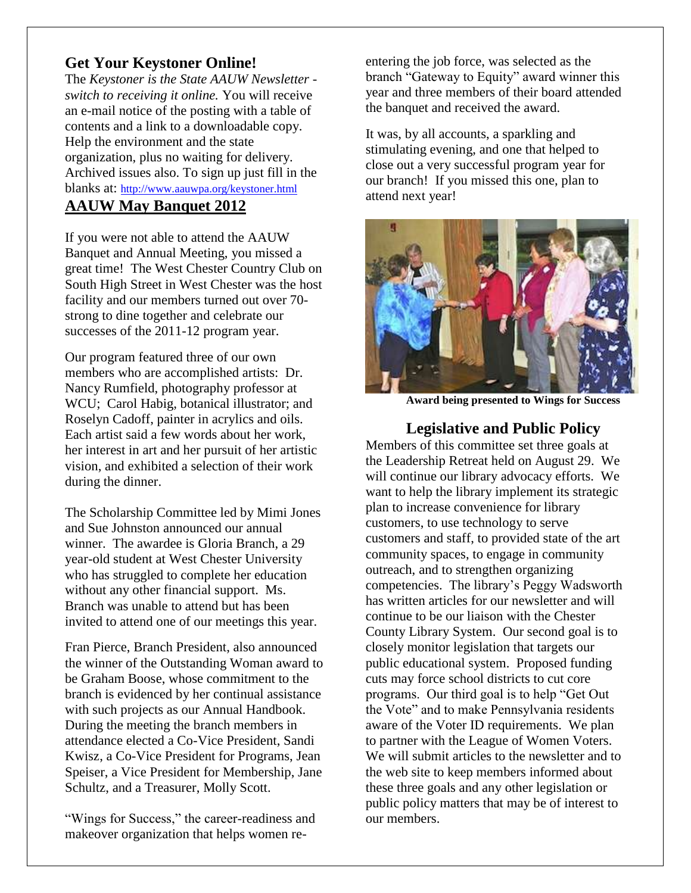## Get Your Keystoner Online!

The *Keystoner is the State AAUW Newsletter - switch to receiving it online.* You will receive an e-mail notice of the posting with a table of contents and a link to a downloadable copy. Help the environment and the state organization, plus no waiting for delivery. Archived issues also. To sign up just fill in the blanks at: http://www.aauwpa.org/keystoner.html

## AAUW May Banquet 2012

If you were not able to attend the AAUW Banquet and Annual Meeting, you missed a great time! The West Chester Country Club on South High Street in West Chester was the host facility and our members turned out over 70-strong to dine together and celebrate our successes of the 2011-12 program year.

Our program featured three of our own members who are accomplished artists: Dr. Nancy Rumfield, photography professor at WCU; Carol Habig, botanical illustrator; and Roselyn Cadoff, painter in acrylics and oils. Each artist said a few words about her work, her interest in art and her pursuit of her artistic vision, and exhibited a selection of their work during the dinner.

The Scholarship Committee led by Mimi Jones and Sue Johnston announced our annual winner. The awardee is Gloria Branch, a 29 year-old student at West Chester University who has struggled to complete her education without any other financial support. Ms. Branch was unable to attend but has been invited to attend one of our meetings this year.

Fran Pierce, Branch President, also announced the winner of the Outstanding Woman award to be Graham Boose, whose commitment to the branch is evidenced by her continual assistance with such projects as our Annual Handbook. During the meeting the branch members in attendance elected a Co-Vice President, Sandi Kwisz, a Co-Vice President for Programs, Jean Speiser, a Vice President for Membership, Jane Schultz, and a Treasurer, Molly Scott.

"Wings for Success," the career-readiness and makeover organization that helps women re-entering the job force, was selected as the branch "Gateway to Equity" award winner this year and three members of their board attended the banquet and received the award.

It was, by all accounts, a sparkling and stimulating evening, and one that helped to close out a very successful program year for our branch! If you missed this one, plan to attend next year!

**Award being presented to Wings for Success**

## Legislative and Public Policy

Members of this committee set three goals at the Leadership Retreat held on August 29. We will continue our library advocacy efforts. We want to help the library implement its strategic plan to increase convenience for library customers, to use technology to serve customers and staff, to provided state of the art community spaces, to engage in community outreach, and to strengthen organizing competencies. The library's Peggy Wadsworth has written articles for our newsletter and will continue to be our liaison with the Chester County Library System. Our second goal is to closely monitor legislation that targets our public educational system. Proposed funding cuts may force school districts to cut core programs. Our third goal is to help "Get Out the Vote" and to make Pennsylvania residents aware of the Voter ID requirements. We plan to partner with the League of Women Voters. We will submit articles to the newsletter and to the web site to keep members informed about these three goals and any other legislation or public policy matters that may be of interest to our members.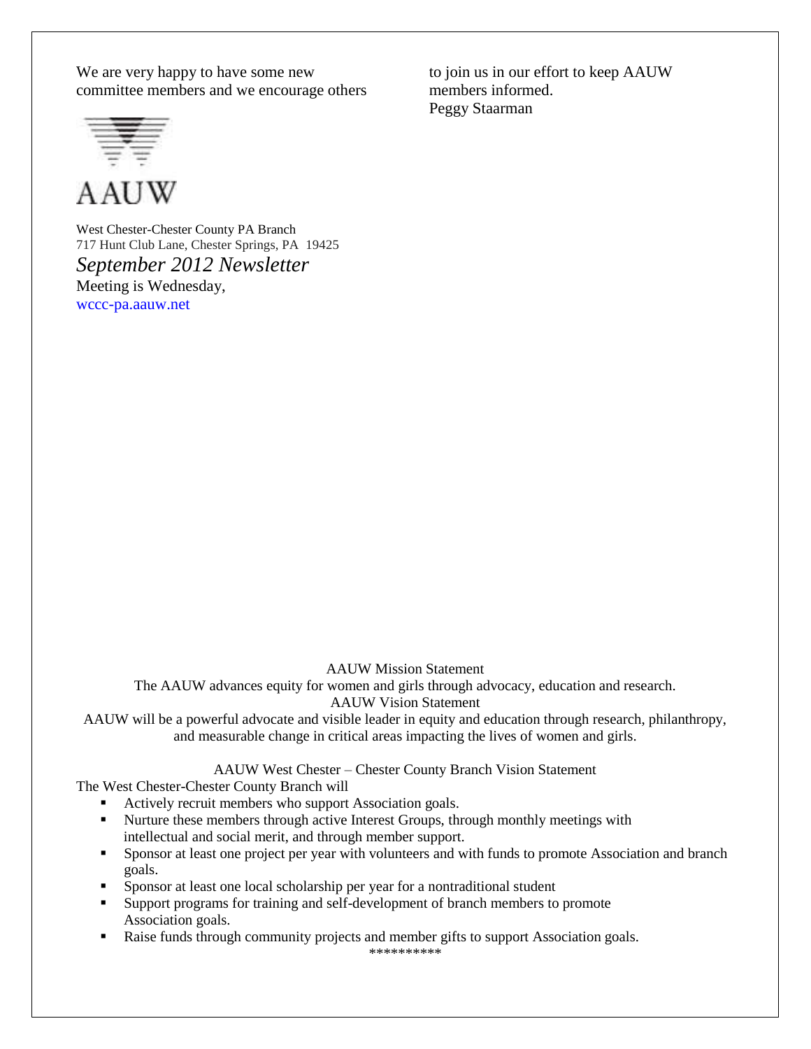We are very happy to have some new committee members and we encourage others to join us in our effort to keep AAUW members informed.
Peggy Staarman

AAUW

West Chester-Chester County PA Branch
717 Hunt Club Lane, Chester Springs, PA 19425

*September 2012 Newsletter*

Meeting is Wednesday,
wccc-pa.aauw.net

AAUW Mission Statement

The AAUW advances equity for women and girls through advocacy, education and research.

AAUW Vision Statement

AAUW will be a powerful advocate and visible leader in equity and education through research, philanthropy, and measurable change in critical areas impacting the lives of women and girls.

AAUW West Chester – Chester County Branch Vision Statement

The West Chester-Chester County Branch will

- Actively recruit members who support Association goals.
- Nurture these members through active Interest Groups, through monthly meetings with intellectual and social merit, and through member support.
- Sponsor at least one project per year with volunteers and with funds to promote Association and branch goals.
- Sponsor at least one local scholarship per year for a nontraditional student
- Support programs for training and self-development of branch members to promote Association goals.
- Raise funds through community projects and member gifts to support Association goals.

**********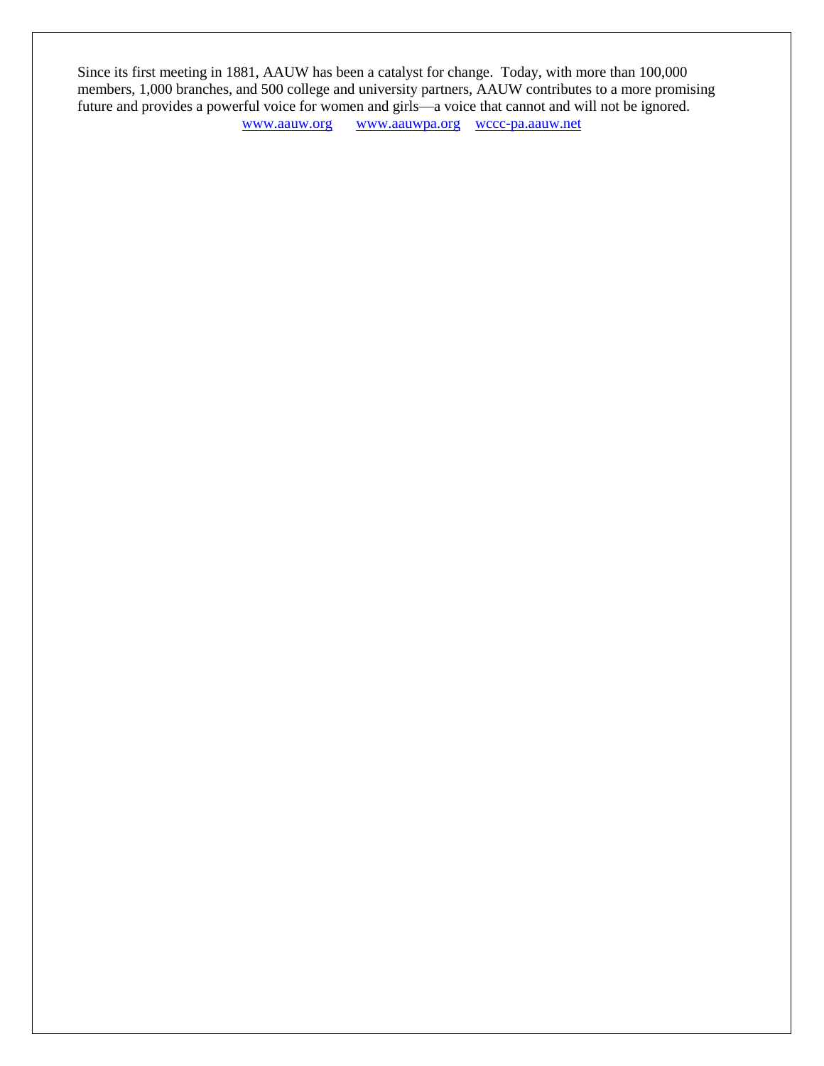Since its first meeting in 1881, AAUW has been a catalyst for change. Today, with more than 100,000 members, 1,000 branches, and 500 college and university partners, AAUW contributes to a more promising future and provides a powerful voice for women and girls—a voice that cannot and will not be ignored.

www.aauw.org www.aauwpa.org wccc-pa.aauw.net